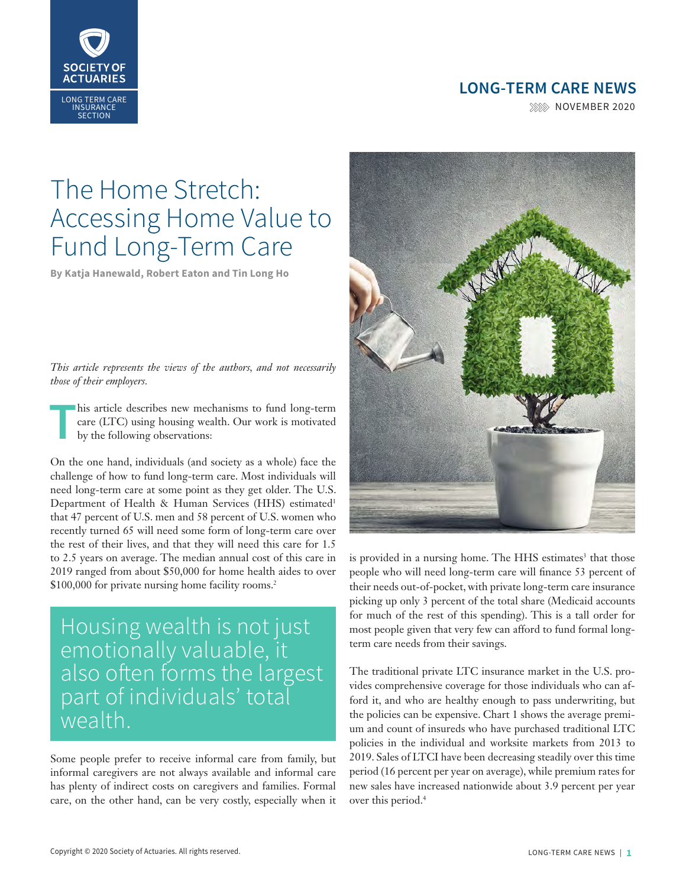# The Home Stretch: Accessing Home Value to Fund Long-Term Care

**By Katja Hanewald, Robert Eaton and Tin Long Ho**

*This article represents the views of the authors, and not necessarily those of their employers.*

This article describes new mechanisms to fund long-term care (LTC) using housing wealth. Our work is motivated by the following observations:

On the one hand, individuals (and society as a whole) face the challenge of how to fund long-term care. Most individuals will need long-term care at some point as they get older. The U.S. Department of Health & Human Services (HHS) estimated[1] that 47 percent of U.S. men and 58 percent of U.S. women who recently turned 65 will need some form of long-term care over the rest of their lives, and that they will need this care for 1.5 to 2.5 years on average. The median annual cost of this care in 2019 ranged from about $50,000 for home health aides to over $100,000 for private nursing home facility rooms.[2]

> Housing wealth is not just emotionally valuable, it also often forms the largest part of individuals' total wealth.

Some people prefer to receive informal care from family, but informal caregivers are not always available and informal care has plenty of indirect costs on caregivers and families. Formal care, on the other hand, can be very costly, especially when it is provided in a nursing home. The HHS estimates[3] that those people who will need long-term care will finance 53 percent of their needs out-of-pocket, with private long-term care insurance picking up only 3 percent of the total share (Medicaid accounts for much of the rest of this spending). This is a tall order for most people given that very few can afford to fund formal long-term care needs from their savings.

The traditional private LTC insurance market in the U.S. provides comprehensive coverage for those individuals who can afford it, and who are healthy enough to pass underwriting, but the policies can be expensive. Chart 1 shows the average premium and count of insureds who have purchased traditional LTC policies in the individual and worksite markets from 2013 to 2019. Sales of LTCI have been decreasing steadily over this time period (16 percent per year on average), while premium rates for new sales have increased nationwide about 3.9 percent per year over this period.[4]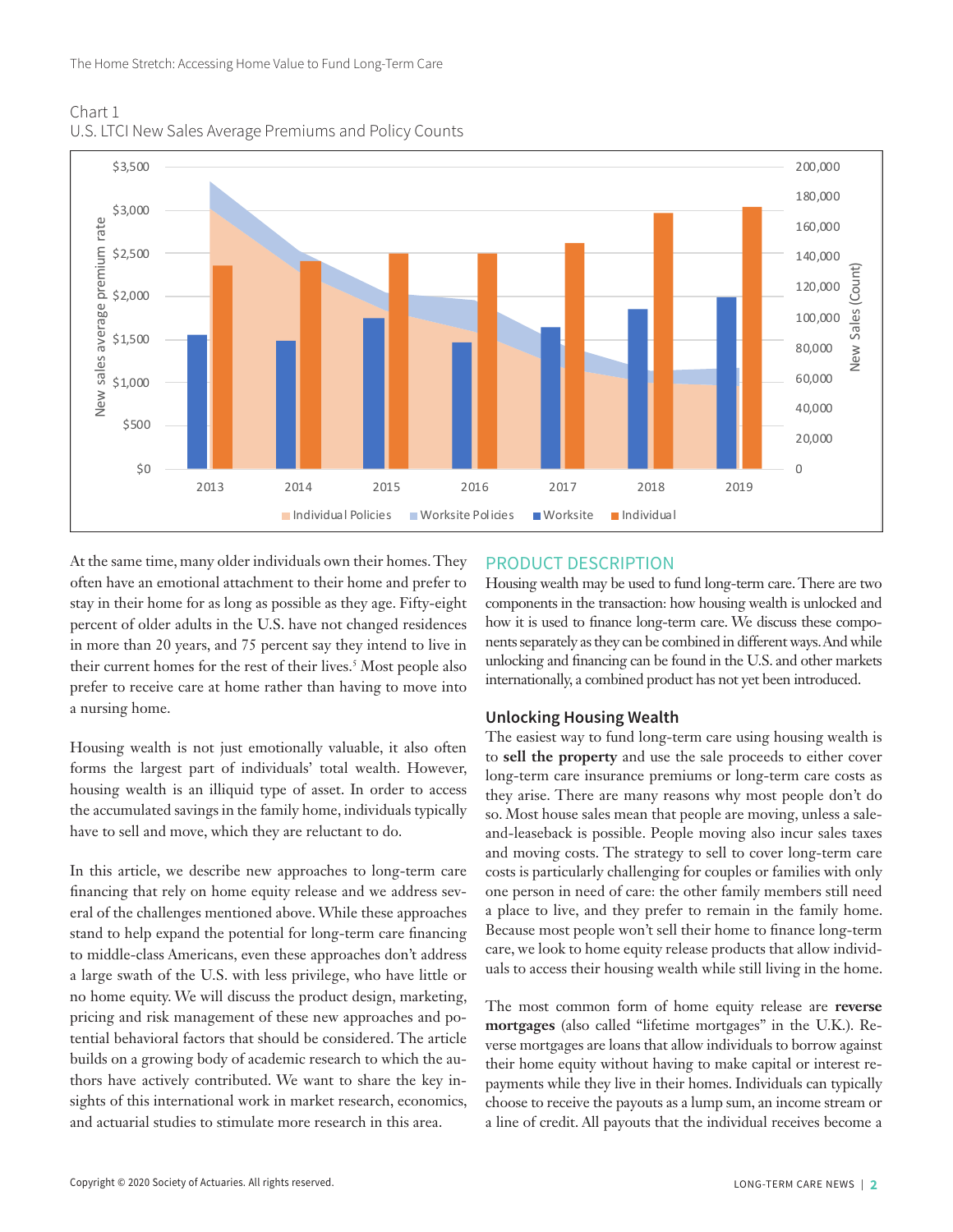Chart 1
U.S. LTCI New Sales Average Premiums and Policy Counts

New sales average premium rate
$3,500
$3,000
$2,500
$2,000
$1,500
$1,000
$500
$0

New Sales (Count)
200,000
180,000
160,000
140,000
120,000
100,000
80,000
60,000
40,000
20,000
0

2013
2014
2015
2016
2017
2018
2019

Individual Policies
Worksite Policies
Worksite
Individual

At the same time, many older individuals own their homes. They often have an emotional attachment to their home and prefer to stay in their home for as long as possible as they age. Fifty-eight percent of older adults in the U.S. have not changed residences in more than 20 years, and 75 percent say they intend to live in their current homes for the rest of their lives.[5] Most people also prefer to receive care at home rather than having to move into a nursing home.

Housing wealth is not just emotionally valuable, it also often forms the largest part of individuals' total wealth. However, housing wealth is an illiquid type of asset. In order to access the accumulated savings in the family home, individuals typically have to sell and move, which they are reluctant to do.

In this article, we describe new approaches to long-term care financing that rely on home equity release and we address several of the challenges mentioned above. While these approaches stand to help expand the potential for long-term care financing to middle-class Americans, even these approaches don't address a large swath of the U.S. with less privilege, who have little or no home equity. We will discuss the product design, marketing, pricing and risk management of these new approaches and potential behavioral factors that should be considered. The article builds on a growing body of academic research to which the authors have actively contributed. We want to share the key insights of this international work in market research, economics, and actuarial studies to stimulate more research in this area.

## PRODUCT DESCRIPTION

Housing wealth may be used to fund long-term care. There are two components in the transaction: how housing wealth is unlocked and how it is used to finance long-term care. We discuss these components separately as they can be combined in different ways. And while unlocking and financing can be found in the U.S. and other markets internationally, a combined product has not yet been introduced.

### Unlocking Housing Wealth

The easiest way to fund long-term care using housing wealth is to **sell the property** and use the sale proceeds to either cover long-term care insurance premiums or long-term care costs as they arise. There are many reasons why most people don't do so. Most house sales mean that people are moving, unless a sale-and-leaseback is possible. People moving also incur sales taxes and moving costs. The strategy to sell to cover long-term care costs is particularly challenging for couples or families with only one person in need of care: the other family members still need a place to live, and they prefer to remain in the family home. Because most people won't sell their home to finance long-term care, we look to home equity release products that allow individuals to access their housing wealth while still living in the home.

The most common form of home equity release are **reverse mortgages** (also called "lifetime mortgages" in the U.K.). Reverse mortgages are loans that allow individuals to borrow against their home equity without having to make capital or interest repayments while they live in their homes. Individuals can typically choose to receive the payouts as a lump sum, an income stream or a line of credit. All payouts that the individual receives become a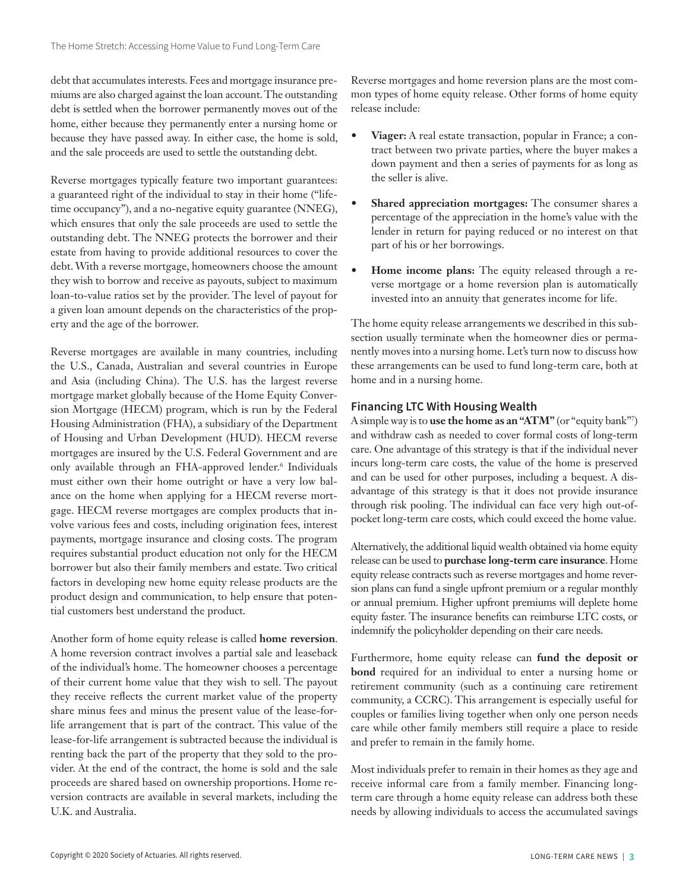debt that accumulates interests. Fees and mortgage insurance premiums are also charged against the loan account. The outstanding debt is settled when the borrower permanently moves out of the home, either because they permanently enter a nursing home or because they have passed away. In either case, the home is sold, and the sale proceeds are used to settle the outstanding debt.

Reverse mortgages typically feature two important guarantees: a guaranteed right of the individual to stay in their home ("lifetime occupancy"), and a no-negative equity guarantee (NNEG), which ensures that only the sale proceeds are used to settle the outstanding debt. The NNEG protects the borrower and their estate from having to provide additional resources to cover the debt. With a reverse mortgage, homeowners choose the amount they wish to borrow and receive as payouts, subject to maximum loan-to-value ratios set by the provider. The level of payout for a given loan amount depends on the characteristics of the property and the age of the borrower.

Reverse mortgages are available in many countries, including the U.S., Canada, Australian and several countries in Europe and Asia (including China). The U.S. has the largest reverse mortgage market globally because of the Home Equity Conversion Mortgage (HECM) program, which is run by the Federal Housing Administration (FHA), a subsidiary of the Department of Housing and Urban Development (HUD). HECM reverse mortgages are insured by the U.S. Federal Government and are only available through an FHA-approved lender.[6] Individuals must either own their home outright or have a very low balance on the home when applying for a HECM reverse mortgage. HECM reverse mortgages are complex products that involve various fees and costs, including origination fees, interest payments, mortgage insurance and closing costs. The program requires substantial product education not only for the HECM borrower but also their family members and estate. Two critical factors in developing new home equity release products are the product design and communication, to help ensure that potential customers best understand the product.

Another form of home equity release is called **home reversion**. A home reversion contract involves a partial sale and leaseback of the individual's home. The homeowner chooses a percentage of their current home value that they wish to sell. The payout they receive reflects the current market value of the property share minus fees and minus the present value of the lease-for-life arrangement that is part of the contract. This value of the lease-for-life arrangement is subtracted because the individual is renting back the part of the property that they sold to the provider. At the end of the contract, the home is sold and the sale proceeds are shared based on ownership proportions. Home reversion contracts are available in several markets, including the U.K. and Australia.

Reverse mortgages and home reversion plans are the most common types of home equity release. Other forms of home equity release include:

- **Viager:** A real estate transaction, popular in France; a contract between two private parties, where the buyer makes a down payment and then a series of payments for as long as the seller is alive.
- **Shared appreciation mortgages:** The consumer shares a percentage of the appreciation in the home's value with the lender in return for paying reduced or no interest on that part of his or her borrowings.
- **Home income plans:** The equity released through a reverse mortgage or a home reversion plan is automatically invested into an annuity that generates income for life.

The home equity release arrangements we described in this subsection usually terminate when the homeowner dies or permanently moves into a nursing home. Let's turn now to discuss how these arrangements can be used to fund long-term care, both at home and in a nursing home.

### Financing LTC With Housing Wealth

A simple way is to **use the home as an "ATM"** (or "equity bank"[7]) and withdraw cash as needed to cover formal costs of long-term care. One advantage of this strategy is that if the individual never incurs long-term care costs, the value of the home is preserved and can be used for other purposes, including a bequest. A disadvantage of this strategy is that it does not provide insurance through risk pooling. The individual can face very high out-of-pocket long-term care costs, which could exceed the home value.

Alternatively, the additional liquid wealth obtained via home equity release can be used to **purchase long-term care insurance**. Home equity release contracts such as reverse mortgages and home reversion plans can fund a single upfront premium or a regular monthly or annual premium. Higher upfront premiums will deplete home equity faster. The insurance benefits can reimburse LTC costs, or indemnify the policyholder depending on their care needs.

Furthermore, home equity release can **fund the deposit or bond** required for an individual to enter a nursing home or retirement community (such as a continuing care retirement community, a CCRC). This arrangement is especially useful for couples or families living together when only one person needs care while other family members still require a place to reside and prefer to remain in the family home.

Most individuals prefer to remain in their homes as they age and receive informal care from a family member. Financing long-term care through a home equity release can address both these needs by allowing individuals to access the accumulated savings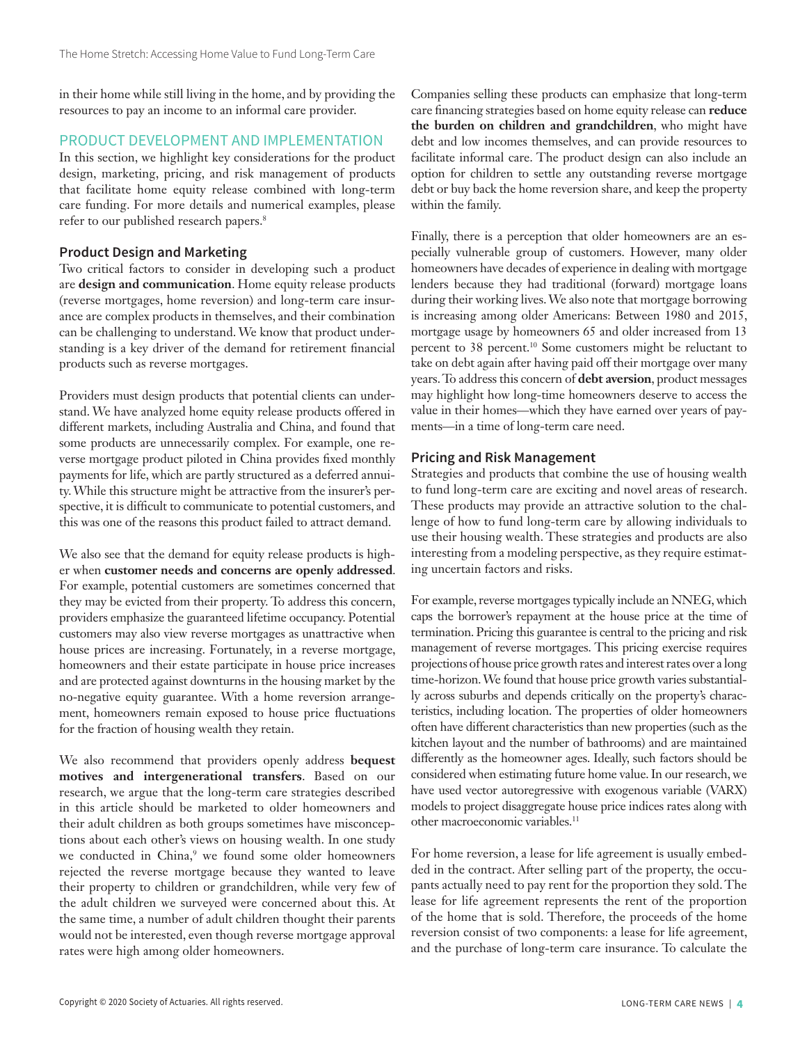in their home while still living in the home, and by providing the resources to pay an income to an informal care provider.

## PRODUCT DEVELOPMENT AND IMPLEMENTATION

In this section, we highlight key considerations for the product design, marketing, pricing, and risk management of products that facilitate home equity release combined with long-term care funding. For more details and numerical examples, please refer to our published research papers.[8]

### Product Design and Marketing

Two critical factors to consider in developing such a product are **design and communication**. Home equity release products (reverse mortgages, home reversion) and long-term care insurance are complex products in themselves, and their combination can be challenging to understand. We know that product understanding is a key driver of the demand for retirement financial products such as reverse mortgages.

Providers must design products that potential clients can understand. We have analyzed home equity release products offered in different markets, including Australia and China, and found that some products are unnecessarily complex. For example, one reverse mortgage product piloted in China provides fixed monthly payments for life, which are partly structured as a deferred annuity. While this structure might be attractive from the insurer's perspective, it is difficult to communicate to potential customers, and this was one of the reasons this product failed to attract demand.

We also see that the demand for equity release products is higher when **customer needs and concerns are openly addressed**. For example, potential customers are sometimes concerned that they may be evicted from their property. To address this concern, providers emphasize the guaranteed lifetime occupancy. Potential customers may also view reverse mortgages as unattractive when house prices are increasing. Fortunately, in a reverse mortgage, homeowners and their estate participate in house price increases and are protected against downturns in the housing market by the no-negative equity guarantee. With a home reversion arrangement, homeowners remain exposed to house price fluctuations for the fraction of housing wealth they retain.

We also recommend that providers openly address **bequest motives and intergenerational transfers**. Based on our research, we argue that the long-term care strategies described in this article should be marketed to older homeowners and their adult children as both groups sometimes have misconceptions about each other's views on housing wealth. In one study we conducted in China,[9] we found some older homeowners rejected the reverse mortgage because they wanted to leave their property to children or grandchildren, while very few of the adult children we surveyed were concerned about this. At the same time, a number of adult children thought their parents would not be interested, even though reverse mortgage approval rates were high among older homeowners.

Companies selling these products can emphasize that long-term care financing strategies based on home equity release can **reduce the burden on children and grandchildren**, who might have debt and low incomes themselves, and can provide resources to facilitate informal care. The product design can also include an option for children to settle any outstanding reverse mortgage debt or buy back the home reversion share, and keep the property within the family.

Finally, there is a perception that older homeowners are an especially vulnerable group of customers. However, many older homeowners have decades of experience in dealing with mortgage lenders because they had traditional (forward) mortgage loans during their working lives. We also note that mortgage borrowing is increasing among older Americans: Between 1980 and 2015, mortgage usage by homeowners 65 and older increased from 13 percent to 38 percent.[10] Some customers might be reluctant to take on debt again after having paid off their mortgage over many years. To address this concern of **debt aversion**, product messages may highlight how long-time homeowners deserve to access the value in their homes—which they have earned over years of payments—in a time of long-term care need.

### Pricing and Risk Management

Strategies and products that combine the use of housing wealth to fund long-term care are exciting and novel areas of research. These products may provide an attractive solution to the challenge of how to fund long-term care by allowing individuals to use their housing wealth. These strategies and products are also interesting from a modeling perspective, as they require estimating uncertain factors and risks.

For example, reverse mortgages typically include an NNEG, which caps the borrower's repayment at the house price at the time of termination. Pricing this guarantee is central to the pricing and risk management of reverse mortgages. This pricing exercise requires projections of house price growth rates and interest rates over a long time-horizon. We found that house price growth varies substantially across suburbs and depends critically on the property's characteristics, including location. The properties of older homeowners often have different characteristics than new properties (such as the kitchen layout and the number of bathrooms) and are maintained differently as the homeowner ages. Ideally, such factors should be considered when estimating future home value. In our research, we have used vector autoregressive with exogenous variable (VARX) models to project disaggregate house price indices rates along with other macroeconomic variables.[11]

For home reversion, a lease for life agreement is usually embedded in the contract. After selling part of the property, the occupants actually need to pay rent for the proportion they sold. The lease for life agreement represents the rent of the proportion of the home that is sold. Therefore, the proceeds of the home reversion consist of two components: a lease for life agreement, and the purchase of long-term care insurance. To calculate the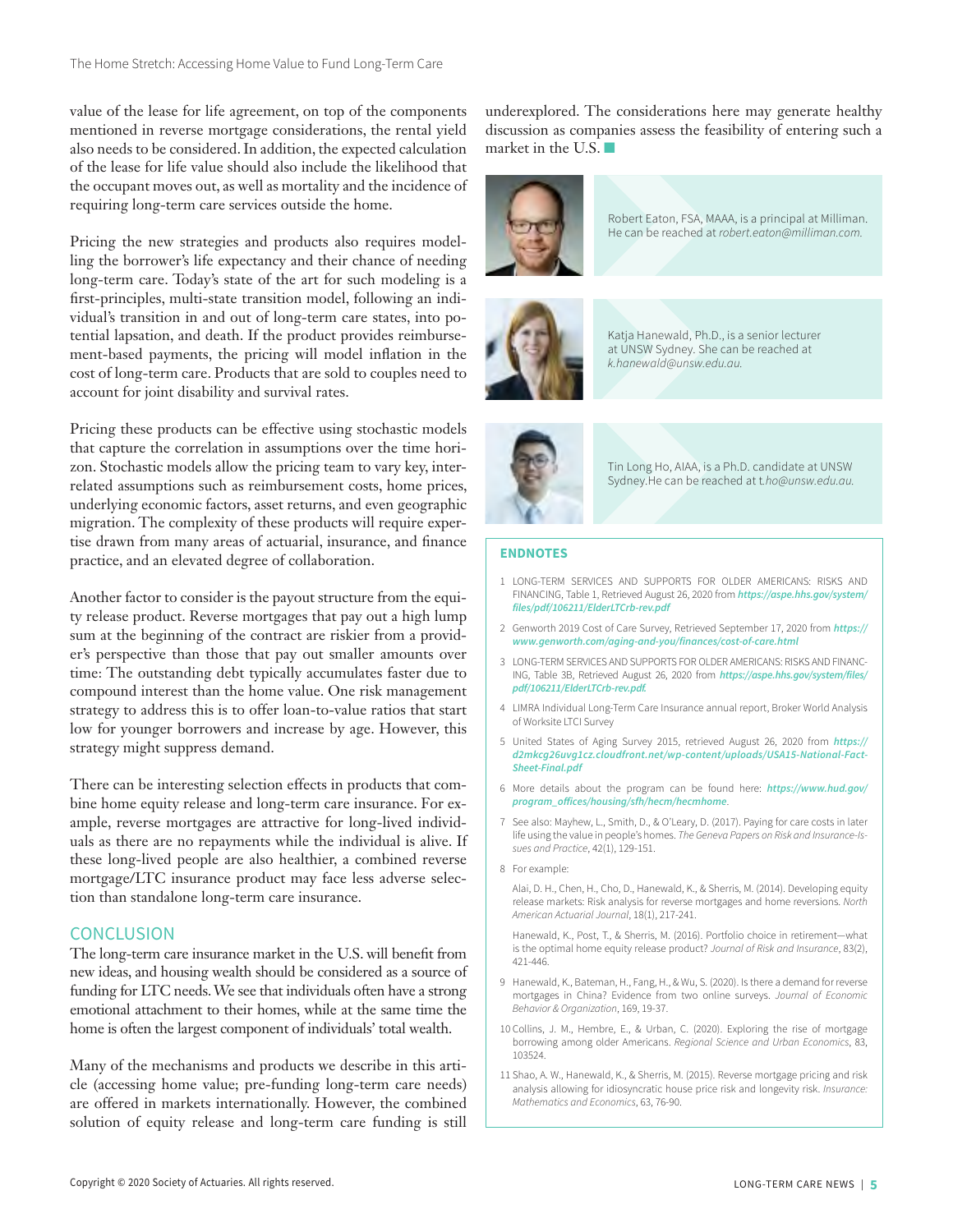value of the lease for life agreement, on top of the components mentioned in reverse mortgage considerations, the rental yield also needs to be considered. In addition, the expected calculation of the lease for life value should also include the likelihood that the occupant moves out, as well as mortality and the incidence of requiring long-term care services outside the home.

Pricing the new strategies and products also requires modelling the borrower's life expectancy and their chance of needing long-term care. Today's state of the art for such modeling is a first-principles, multi-state transition model, following an individual's transition in and out of long-term care states, into potential lapsation, and death. If the product provides reimbursement-based payments, the pricing will model inflation in the cost of long-term care. Products that are sold to couples need to account for joint disability and survival rates.

Pricing these products can be effective using stochastic models that capture the correlation in assumptions over the time horizon. Stochastic models allow the pricing team to vary key, interrelated assumptions such as reimbursement costs, home prices, underlying economic factors, asset returns, and even geographic migration. The complexity of these products will require expertise drawn from many areas of actuarial, insurance, and finance practice, and an elevated degree of collaboration.

Another factor to consider is the payout structure from the equity release product. Reverse mortgages that pay out a high lump sum at the beginning of the contract are riskier from a provider's perspective than those that pay out smaller amounts over time: The outstanding debt typically accumulates faster due to compound interest than the home value. One risk management strategy to address this is to offer loan-to-value ratios that start low for younger borrowers and increase by age. However, this strategy might suppress demand.

There can be interesting selection effects in products that combine home equity release and long-term care insurance. For example, reverse mortgages are attractive for long-lived individuals as there are no repayments while the individual is alive. If these long-lived people are also healthier, a combined reverse mortgage/LTC insurance product may face less adverse selection than standalone long-term care insurance.

## CONCLUSION

The long-term care insurance market in the U.S. will benefit from new ideas, and housing wealth should be considered as a source of funding for LTC needs. We see that individuals often have a strong emotional attachment to their homes, while at the same time the home is often the largest component of individuals' total wealth.

Many of the mechanisms and products we describe in this article (accessing home value; pre-funding long-term care needs) are offered in markets internationally. However, the combined solution of equity release and long-term care funding is still underexplored. The considerations here may generate healthy discussion as companies assess the feasibility of entering such a market in the U.S. ■

Robert Eaton, FSA, MAAA, is a principal at Milliman. He can be reached at *robert.eaton@milliman.com.*

Katja Hanewald, Ph.D., is a senior lecturer at UNSW Sydney. She can be reached at *k.hanewald@unsw.edu.au.*

Tin Long Ho, AIAA, is a Ph.D. candidate at UNSW Sydney.He can be reached at *t.ho@unsw.edu.au.*

## ENDNOTES

1. LONG-TERM SERVICES AND SUPPORTS FOR OLDER AMERICANS: RISKS AND FINANCING, Table 1, Retrieved August 26, 2020 from ***https://aspe.hhs.gov/system/files/pdf/106211/ElderLTCrb-rev.pdf***
2. Genworth 2019 Cost of Care Survey, Retrieved September 17, 2020 from ***https://www.genworth.com/aging-and-you/finances/cost-of-care.html***
3. LONG-TERM SERVICES AND SUPPORTS FOR OLDER AMERICANS: RISKS AND FINANCING, Table 3B, Retrieved August 26, 2020 from ***https://aspe.hhs.gov/system/files/pdf/106211/ElderLTCrb-rev.pdf.***
4. LIMRA Individual Long-Term Care Insurance annual report, Broker World Analysis of Worksite LTCI Survey
5. United States of Aging Survey 2015, retrieved August 26, 2020 from ***https://d2mkcg26uvg1cz.cloudfront.net/wp-content/uploads/USA15-National-Fact-Sheet-Final.pdf***
6. More details about the program can be found here: ***https://www.hud.gov/program_offices/housing/sfh/hecm/hecmhome.***
7. See also: Mayhew, L., Smith, D., & O'Leary, D. (2017). Paying for care costs in later life using the value in people's homes. *The Geneva Papers on Risk and Insurance-Issues and Practice*, 42(1), 129-151.
8. For example:

   Alai, D. H., Chen, H., Cho, D., Hanewald, K., & Sherris, M. (2014). Developing equity release markets: Risk analysis for reverse mortgages and home reversions. *North American Actuarial Journal*, 18(1), 217-241.

   Hanewald, K., Post, T., & Sherris, M. (2016). Portfolio choice in retirement—what is the optimal home equity release product? *Journal of Risk and Insurance*, 83(2), 421-446.
9. Hanewald, K., Bateman, H., Fang, H., & Wu, S. (2020). Is there a demand for reverse mortgages in China? Evidence from two online surveys. *Journal of Economic Behavior & Organization*, 169, 19-37.
10. Collins, J. M., Hembre, E., & Urban, C. (2020). Exploring the rise of mortgage borrowing among older Americans. *Regional Science and Urban Economics*, 83, 103524.
11. Shao, A. W., Hanewald, K., & Sherris, M. (2015). Reverse mortgage pricing and risk analysis allowing for idiosyncratic house price risk and longevity risk. *Insurance: Mathematics and Economics*, 63, 76-90.